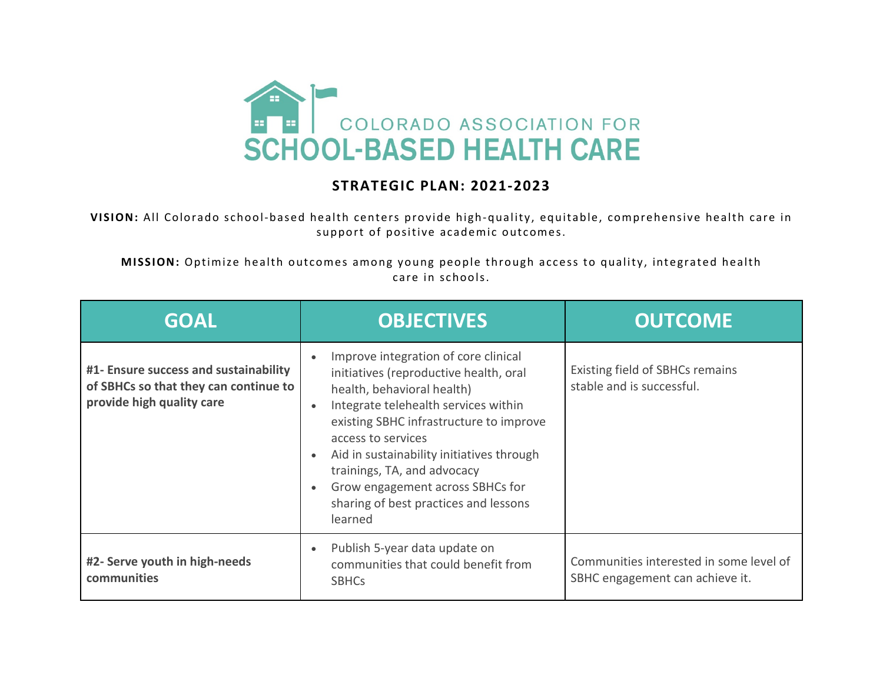# COLORADO ASSOCIATION FOR SCHOOL-BASED HEALTH CARE

## STRATEGIC PLAN: 2021-2023

**VISION:** All Colorado school-based health centers provide high-quality, equitable, comprehensive health care in support of positive academic outcomes.

**MISSION:** Optimize health outcomes among young people through access to quality, integrated health care in schools.

| GOAL | OBJECTIVES | OUTCOME |
|---|---|---|
| **#1- Ensure success and sustainability of SBHCs so that they can continue to provide high quality care** | • Improve integration of core clinical initiatives (reproductive health, oral health, behavioral health)<br>• Integrate telehealth services within existing SBHC infrastructure to improve access to services<br>• Aid in sustainability initiatives through trainings, TA, and advocacy<br>• Grow engagement across SBHCs for sharing of best practices and lessons learned | Existing field of SBHCs remains stable and is successful. |
| **#2- Serve youth in high-needs communities** | • Publish 5-year data update on communities that could benefit from SBHCs | Communities interested in some level of SBHC engagement can achieve it. |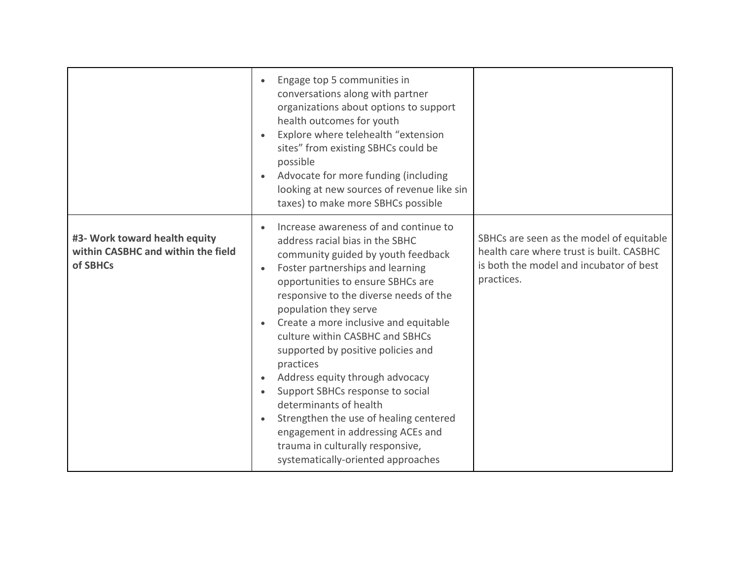| | | |
|---|---|---|
| | • Engage top 5 communities in conversations along with partner organizations about options to support health outcomes for youth<br>• Explore where telehealth "extension sites" from existing SBHCs could be possible<br>• Advocate for more funding (including looking at new sources of revenue like sin taxes) to make more SBHCs possible | |
| **#3- Work toward health equity within CASBHC and within the field of SBHCs** | • Increase awareness of and continue to address racial bias in the SBHC community guided by youth feedback<br>• Foster partnerships and learning opportunities to ensure SBHCs are responsive to the diverse needs of the population they serve<br>• Create a more inclusive and equitable culture within CASBHC and SBHCs supported by positive policies and practices<br>• Address equity through advocacy<br>• Support SBHCs response to social determinants of health<br>• Strengthen the use of healing centered engagement in addressing ACEs and trauma in culturally responsive, systematically-oriented approaches | SBHCs are seen as the model of equitable health care where trust is built. CASBHC is both the model and incubator of best practices. |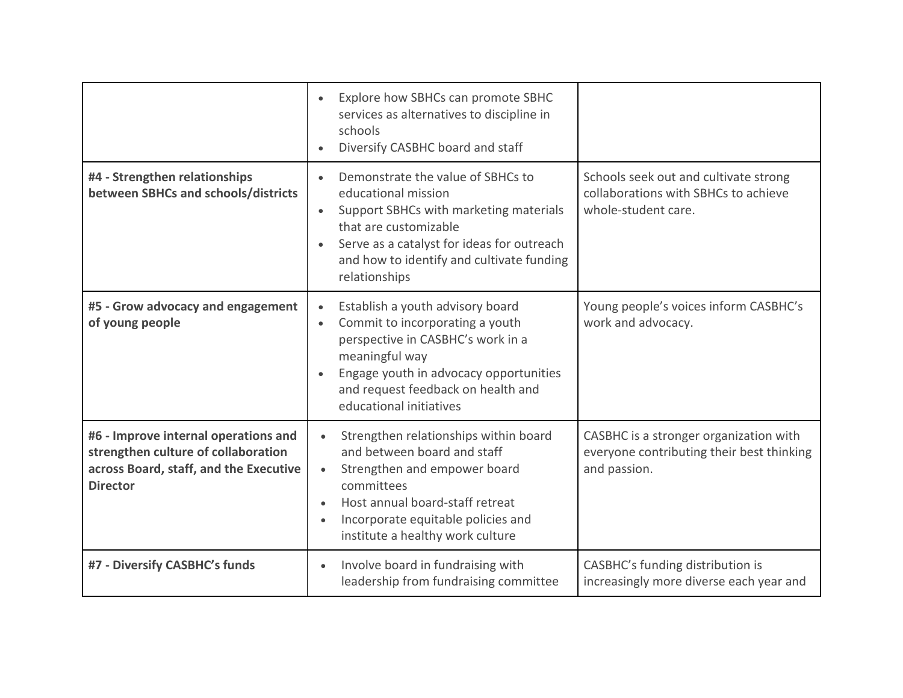| | | |
|---|---|---|
| | • Explore how SBHCs can promote SBHC services as alternatives to discipline in schools<br>• Diversify CASBHC board and staff | |
| **#4 - Strengthen relationships between SBHCs and schools/districts** | • Demonstrate the value of SBHCs to educational mission<br>• Support SBHCs with marketing materials that are customizable<br>• Serve as a catalyst for ideas for outreach and how to identify and cultivate funding relationships | Schools seek out and cultivate strong collaborations with SBHCs to achieve whole-student care. |
| **#5 - Grow advocacy and engagement of young people** | • Establish a youth advisory board<br>• Commit to incorporating a youth perspective in CASBHC's work in a meaningful way<br>• Engage youth in advocacy opportunities and request feedback on health and educational initiatives | Young people's voices inform CASBHC's work and advocacy. |
| **#6 - Improve internal operations and strengthen culture of collaboration across Board, staff, and the Executive Director** | • Strengthen relationships within board and between board and staff<br>• Strengthen and empower board committees<br>• Host annual board-staff retreat<br>• Incorporate equitable policies and institute a healthy work culture | CASBHC is a stronger organization with everyone contributing their best thinking and passion. |
| **#7 - Diversify CASBHC's funds** | • Involve board in fundraising with leadership from fundraising committee | CASBHC's funding distribution is increasingly more diverse each year and |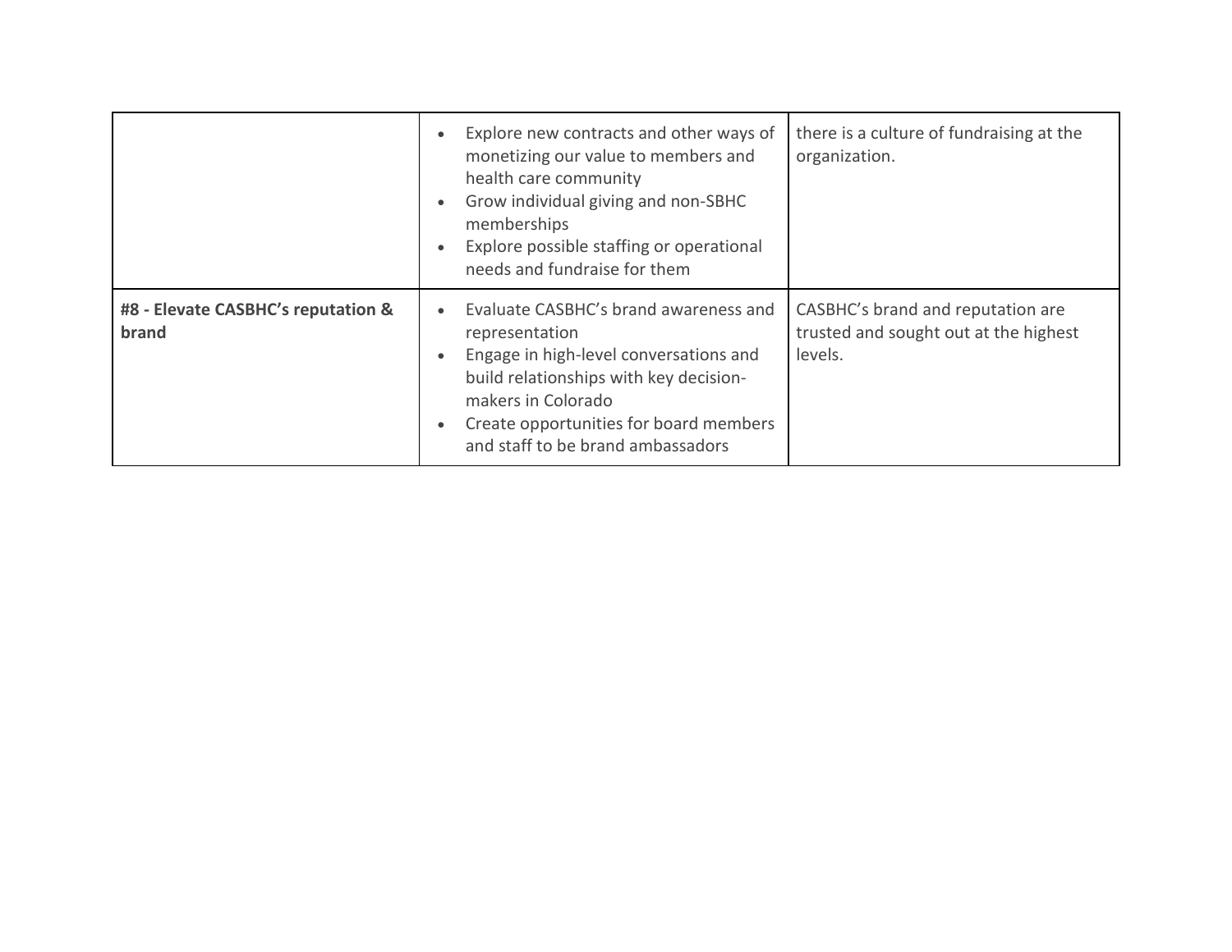| | | |
|---|---|---|
| | • Explore new contracts and other ways of monetizing our value to members and health care community<br>• Grow individual giving and non-SBHC memberships<br>• Explore possible staffing or operational needs and fundraise for them | there is a culture of fundraising at the organization. |
| **#8 - Elevate CASBHC's reputation & brand** | • Evaluate CASBHC's brand awareness and representation<br>• Engage in high-level conversations and build relationships with key decision-makers in Colorado<br>• Create opportunities for board members and staff to be brand ambassadors | CASBHC's brand and reputation are trusted and sought out at the highest levels. |